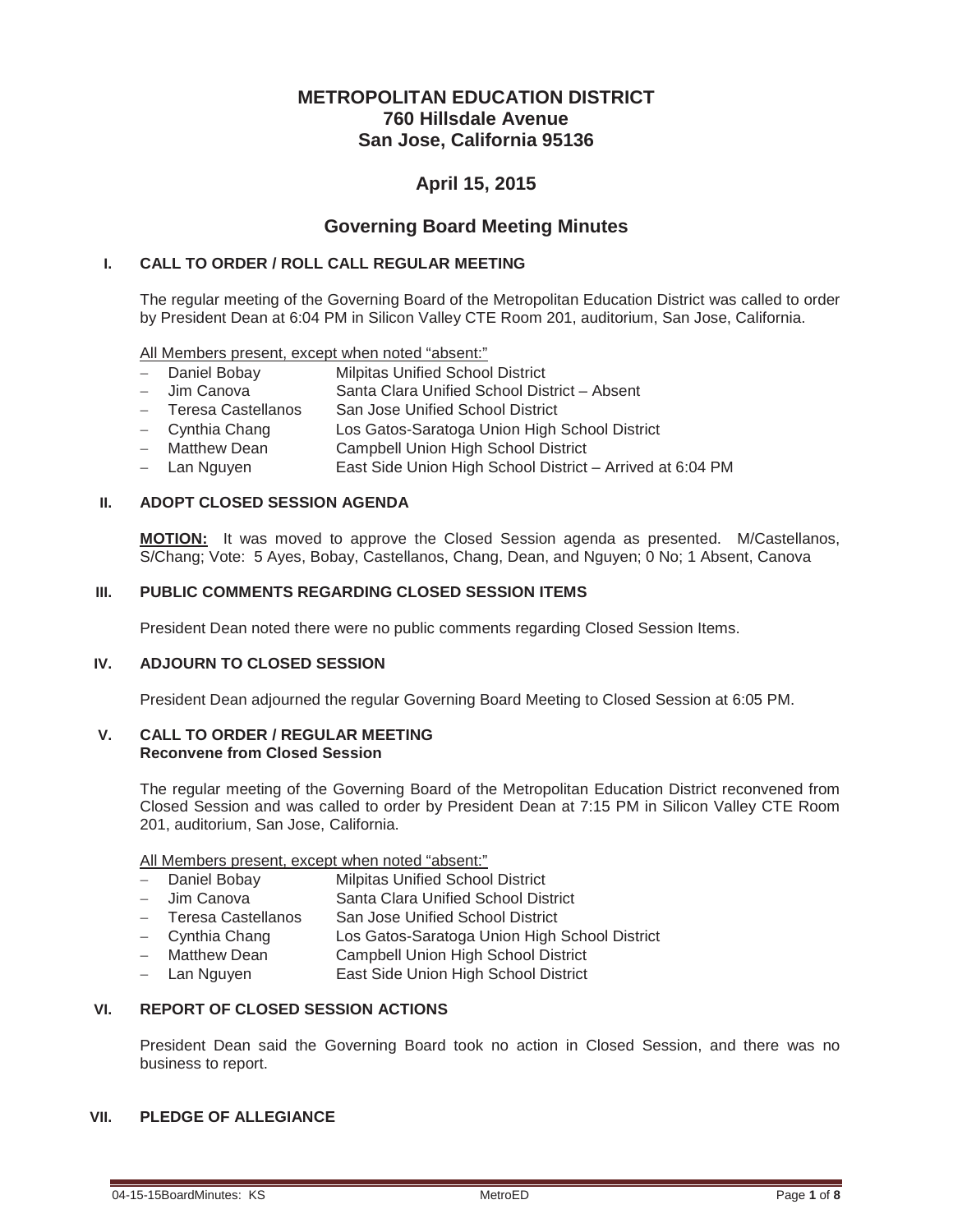# METROPOLITAN EDUCATION DISTRICT
## 760 Hillsdale Avenue
## San Jose, California 95136

## April 15, 2015

## Governing Board Meeting Minutes

### I. CALL TO ORDER / ROLL CALL REGULAR MEETING

The regular meeting of the Governing Board of the Metropolitan Education District was called to order by President Dean at 6:04 PM in Silicon Valley CTE Room 201, auditorium, San Jose, California.

<u>All Members present, except when noted "absent:"</u>

- Daniel Bobay — Milpitas Unified School District
- Jim Canova — Santa Clara Unified School District – Absent
- Teresa Castellanos — San Jose Unified School District
- Cynthia Chang — Los Gatos-Saratoga Union High School District
- Matthew Dean — Campbell Union High School District
- Lan Nguyen — East Side Union High School District – Arrived at 6:04 PM

### II. ADOPT CLOSED SESSION AGENDA

**MOTION:** It was moved to approve the Closed Session agenda as presented. M/Castellanos, S/Chang; Vote: 5 Ayes, Bobay, Castellanos, Chang, Dean, and Nguyen; 0 No; 1 Absent, Canova

### III. PUBLIC COMMENTS REGARDING CLOSED SESSION ITEMS

President Dean noted there were no public comments regarding Closed Session Items.

### IV. ADJOURN TO CLOSED SESSION

President Dean adjourned the regular Governing Board Meeting to Closed Session at 6:05 PM.

### V. CALL TO ORDER / REGULAR MEETING
**Reconvene from Closed Session**

The regular meeting of the Governing Board of the Metropolitan Education District reconvened from Closed Session and was called to order by President Dean at 7:15 PM in Silicon Valley CTE Room 201, auditorium, San Jose, California.

<u>All Members present, except when noted "absent:"</u>

- Daniel Bobay — Milpitas Unified School District
- Jim Canova — Santa Clara Unified School District
- Teresa Castellanos — San Jose Unified School District
- Cynthia Chang — Los Gatos-Saratoga Union High School District
- Matthew Dean — Campbell Union High School District
- Lan Nguyen — East Side Union High School District

### VI. REPORT OF CLOSED SESSION ACTIONS

President Dean said the Governing Board took no action in Closed Session, and there was no business to report.

### VII. PLEDGE OF ALLEGIANCE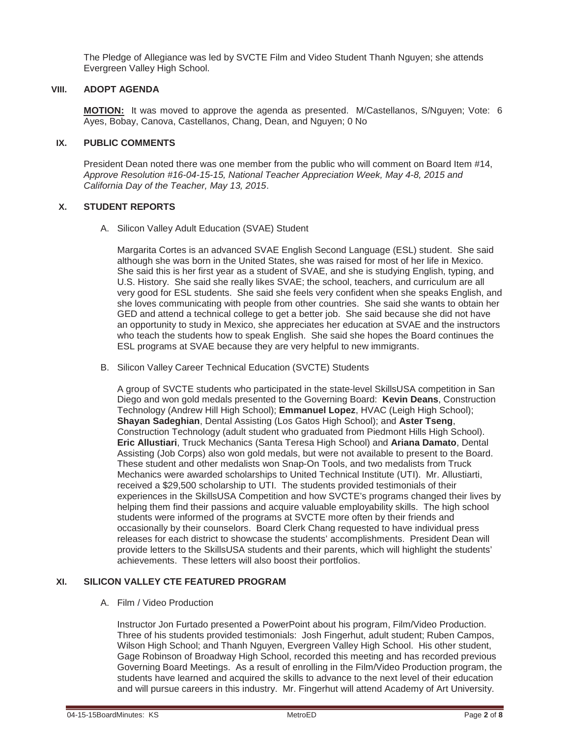The Pledge of Allegiance was led by SVCTE Film and Video Student Thanh Nguyen; she attends Evergreen Valley High School.

## VIII. ADOPT AGENDA

**MOTION:** It was moved to approve the agenda as presented. M/Castellanos, S/Nguyen; Vote: 6 Ayes, Bobay, Canova, Castellanos, Chang, Dean, and Nguyen; 0 No

## IX. PUBLIC COMMENTS

President Dean noted there was one member from the public who will comment on Board Item #14, *Approve Resolution #16-04-15-15, National Teacher Appreciation Week, May 4-8, 2015 and California Day of the Teacher, May 13, 2015*.

## X. STUDENT REPORTS

A. Silicon Valley Adult Education (SVAE) Student

Margarita Cortes is an advanced SVAE English Second Language (ESL) student. She said although she was born in the United States, she was raised for most of her life in Mexico. She said this is her first year as a student of SVAE, and she is studying English, typing, and U.S. History. She said she really likes SVAE; the school, teachers, and curriculum are all very good for ESL students. She said she feels very confident when she speaks English, and she loves communicating with people from other countries. She said she wants to obtain her GED and attend a technical college to get a better job. She said because she did not have an opportunity to study in Mexico, she appreciates her education at SVAE and the instructors who teach the students how to speak English. She said she hopes the Board continues the ESL programs at SVAE because they are very helpful to new immigrants.

B. Silicon Valley Career Technical Education (SVCTE) Students

A group of SVCTE students who participated in the state-level SkillsUSA competition in San Diego and won gold medals presented to the Governing Board: **Kevin Deans**, Construction Technology (Andrew Hill High School); **Emmanuel Lopez**, HVAC (Leigh High School); **Shayan Sadeghian**, Dental Assisting (Los Gatos High School); and **Aster Tseng**, Construction Technology (adult student who graduated from Piedmont Hills High School). **Eric Allustiari**, Truck Mechanics (Santa Teresa High School) and **Ariana Damato**, Dental Assisting (Job Corps) also won gold medals, but were not available to present to the Board. These student and other medalists won Snap-On Tools, and two medalists from Truck Mechanics were awarded scholarships to United Technical Institute (UTI). Mr. Allustiarti, received a $29,500 scholarship to UTI. The students provided testimonials of their experiences in the SkillsUSA Competition and how SVCTE's programs changed their lives by helping them find their passions and acquire valuable employability skills. The high school students were informed of the programs at SVCTE more often by their friends and occasionally by their counselors. Board Clerk Chang requested to have individual press releases for each district to showcase the students' accomplishments. President Dean will provide letters to the SkillsUSA students and their parents, which will highlight the students' achievements. These letters will also boost their portfolios.

## XI. SILICON VALLEY CTE FEATURED PROGRAM

A. Film / Video Production

Instructor Jon Furtado presented a PowerPoint about his program, Film/Video Production. Three of his students provided testimonials: Josh Fingerhut, adult student; Ruben Campos, Wilson High School; and Thanh Nguyen, Evergreen Valley High School. His other student, Gage Robinson of Broadway High School, recorded this meeting and has recorded previous Governing Board Meetings. As a result of enrolling in the Film/Video Production program, the students have learned and acquired the skills to advance to the next level of their education and will pursue careers in this industry. Mr. Fingerhut will attend Academy of Art University.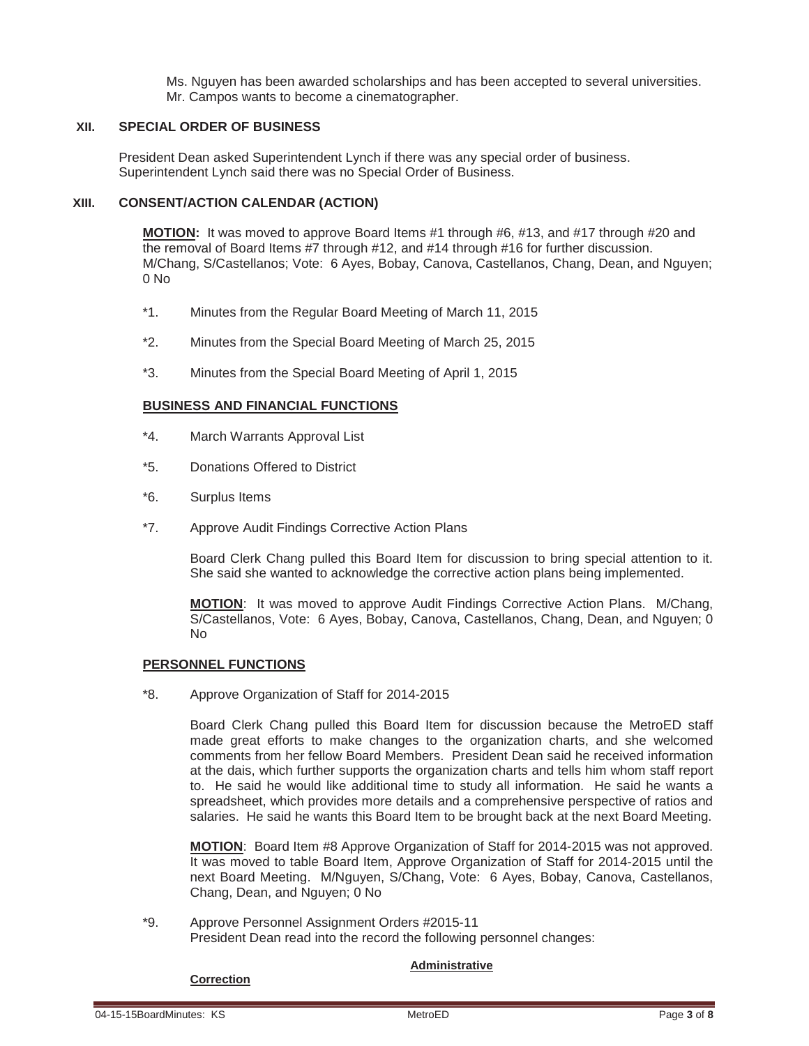Ms. Nguyen has been awarded scholarships and has been accepted to several universities. Mr. Campos wants to become a cinematographer.

## XII. SPECIAL ORDER OF BUSINESS

President Dean asked Superintendent Lynch if there was any special order of business. Superintendent Lynch said there was no Special Order of Business.

## XIII. CONSENT/ACTION CALENDAR (ACTION)

**MOTION:** It was moved to approve Board Items #1 through #6, #13, and #17 through #20 and the removal of Board Items #7 through #12, and #14 through #16 for further discussion. M/Chang, S/Castellanos; Vote: 6 Ayes, Bobay, Canova, Castellanos, Chang, Dean, and Nguyen; 0 No

*1. Minutes from the Regular Board Meeting of March 11, 2015

*2. Minutes from the Special Board Meeting of March 25, 2015

*3. Minutes from the Special Board Meeting of April 1, 2015

### BUSINESS AND FINANCIAL FUNCTIONS

*4. March Warrants Approval List

*5. Donations Offered to District

*6. Surplus Items

*7. Approve Audit Findings Corrective Action Plans

Board Clerk Chang pulled this Board Item for discussion to bring special attention to it. She said she wanted to acknowledge the corrective action plans being implemented.

**MOTION**: It was moved to approve Audit Findings Corrective Action Plans. M/Chang, S/Castellanos, Vote: 6 Ayes, Bobay, Canova, Castellanos, Chang, Dean, and Nguyen; 0 No

### PERSONNEL FUNCTIONS

*8. Approve Organization of Staff for 2014-2015

Board Clerk Chang pulled this Board Item for discussion because the MetroED staff made great efforts to make changes to the organization charts, and she welcomed comments from her fellow Board Members. President Dean said he received information at the dais, which further supports the organization charts and tells him whom staff report to. He said he would like additional time to study all information. He said he wants a spreadsheet, which provides more details and a comprehensive perspective of ratios and salaries. He said he wants this Board Item to be brought back at the next Board Meeting.

**MOTION**: Board Item #8 Approve Organization of Staff for 2014-2015 was not approved. It was moved to table Board Item, Approve Organization of Staff for 2014-2015 until the next Board Meeting. M/Nguyen, S/Chang, Vote: 6 Ayes, Bobay, Canova, Castellanos, Chang, Dean, and Nguyen; 0 No

*9. Approve Personnel Assignment Orders #2015-11
President Dean read into the record the following personnel changes:

**Administrative**

**Correction**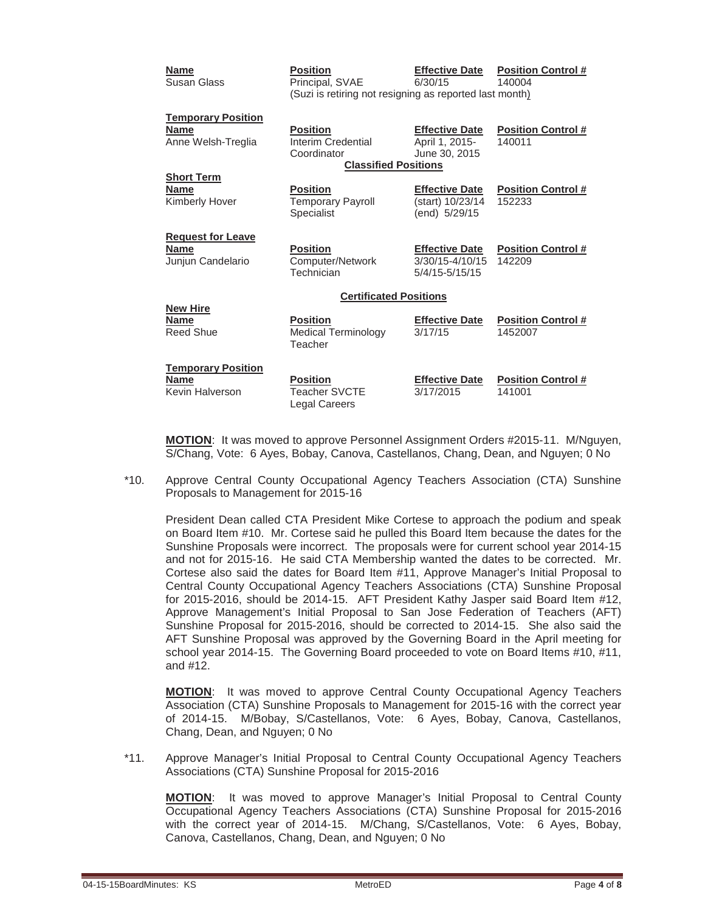| Name | Position | Effective Date | Position Control # |
|---|---|---|---|
| Susan Glass | Principal, SVAE | 6/30/15 | 140004 |
| | (Suzi is retiring not resigning as reported last month) | | |

**Temporary Position**

| Name | Position | Effective Date | Position Control # |
|---|---|---|---|
| Anne Welsh-Treglia | Interim Credential Coordinator | April 1, 2015-June 30, 2015 | 140011 |

**Classified Positions**

**Short Term**

| Name | Position | Effective Date | Position Control # |
|---|---|---|---|
| Kimberly Hover | Temporary Payroll Specialist | (start) 10/23/14 (end) 5/29/15 | 152233 |

**Request for Leave**

| Name | Position | Effective Date | Position Control # |
|---|---|---|---|
| Junjun Candelario | Computer/Network Technician | 3/30/15-4/10/15 5/4/15-5/15/15 | 142209 |

**Certificated Positions**

**New Hire**

| Name | Position | Effective Date | Position Control # |
|---|---|---|---|
| Reed Shue | Medical Terminology Teacher | 3/17/15 | 1452007 |

**Temporary Position**

| Name | Position | Effective Date | Position Control # |
|---|---|---|---|
| Kevin Halverson | Teacher SVCTE Legal Careers | 3/17/2015 | 141001 |

**MOTION**: It was moved to approve Personnel Assignment Orders #2015-11. M/Nguyen, S/Chang, Vote: 6 Ayes, Bobay, Canova, Castellanos, Chang, Dean, and Nguyen; 0 No

*10. Approve Central County Occupational Agency Teachers Association (CTA) Sunshine Proposals to Management for 2015-16

President Dean called CTA President Mike Cortese to approach the podium and speak on Board Item #10. Mr. Cortese said he pulled this Board Item because the dates for the Sunshine Proposals were incorrect. The proposals were for current school year 2014-15 and not for 2015-16. He said CTA Membership wanted the dates to be corrected. Mr. Cortese also said the dates for Board Item #11, Approve Manager's Initial Proposal to Central County Occupational Agency Teachers Associations (CTA) Sunshine Proposal for 2015-2016, should be 2014-15. AFT President Kathy Jasper said Board Item #12, Approve Management's Initial Proposal to San Jose Federation of Teachers (AFT) Sunshine Proposal for 2015-2016, should be corrected to 2014-15. She also said the AFT Sunshine Proposal was approved by the Governing Board in the April meeting for school year 2014-15. The Governing Board proceeded to vote on Board Items #10, #11, and #12.

**MOTION**: It was moved to approve Central County Occupational Agency Teachers Association (CTA) Sunshine Proposals to Management for 2015-16 with the correct year of 2014-15. M/Bobay, S/Castellanos, Vote: 6 Ayes, Bobay, Canova, Castellanos, Chang, Dean, and Nguyen; 0 No

*11. Approve Manager's Initial Proposal to Central County Occupational Agency Teachers Associations (CTA) Sunshine Proposal for 2015-2016

**MOTION**: It was moved to approve Manager's Initial Proposal to Central County Occupational Agency Teachers Associations (CTA) Sunshine Proposal for 2015-2016 with the correct year of 2014-15. M/Chang, S/Castellanos, Vote: 6 Ayes, Bobay, Canova, Castellanos, Chang, Dean, and Nguyen; 0 No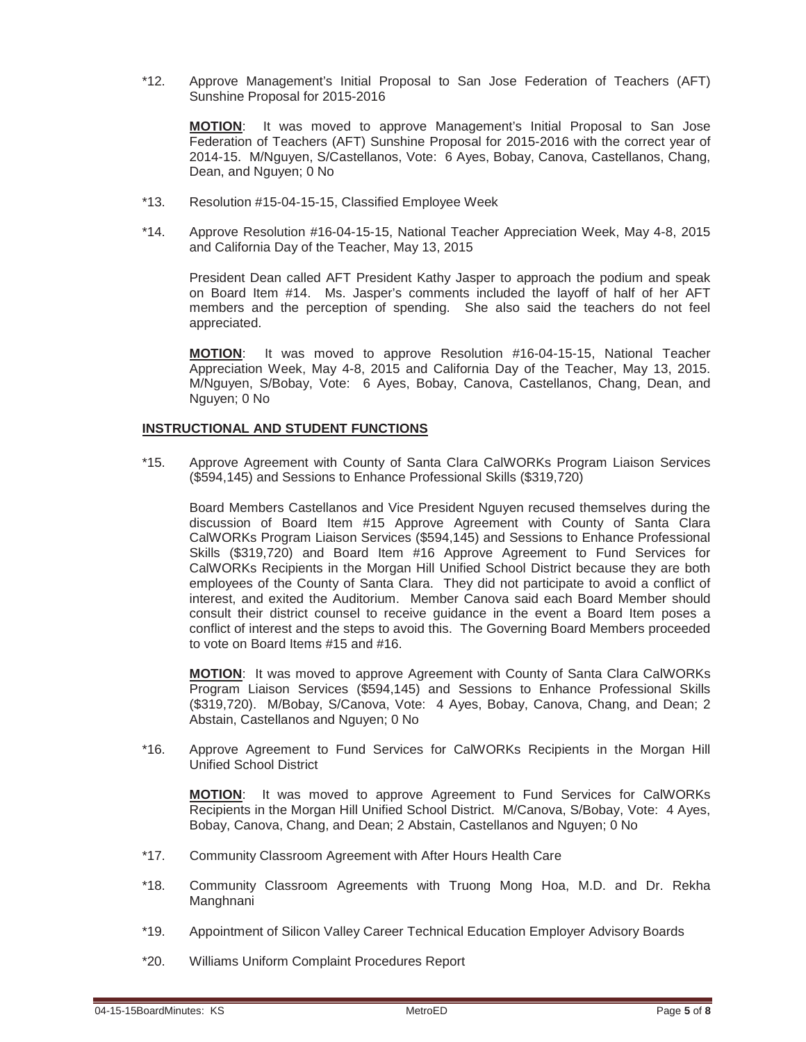*12. Approve Management's Initial Proposal to San Jose Federation of Teachers (AFT) Sunshine Proposal for 2015-2016

**MOTION**: It was moved to approve Management's Initial Proposal to San Jose Federation of Teachers (AFT) Sunshine Proposal for 2015-2016 with the correct year of 2014-15. M/Nguyen, S/Castellanos, Vote: 6 Ayes, Bobay, Canova, Castellanos, Chang, Dean, and Nguyen; 0 No

*13. Resolution #15-04-15-15, Classified Employee Week

*14. Approve Resolution #16-04-15-15, National Teacher Appreciation Week, May 4-8, 2015 and California Day of the Teacher, May 13, 2015

President Dean called AFT President Kathy Jasper to approach the podium and speak on Board Item #14. Ms. Jasper's comments included the layoff of half of her AFT members and the perception of spending. She also said the teachers do not feel appreciated.

**MOTION**: It was moved to approve Resolution #16-04-15-15, National Teacher Appreciation Week, May 4-8, 2015 and California Day of the Teacher, May 13, 2015. M/Nguyen, S/Bobay, Vote: 6 Ayes, Bobay, Canova, Castellanos, Chang, Dean, and Nguyen; 0 No

**INSTRUCTIONAL AND STUDENT FUNCTIONS**

*15. Approve Agreement with County of Santa Clara CalWORKs Program Liaison Services ($594,145) and Sessions to Enhance Professional Skills ($319,720)

Board Members Castellanos and Vice President Nguyen recused themselves during the discussion of Board Item #15 Approve Agreement with County of Santa Clara CalWORKs Program Liaison Services ($594,145) and Sessions to Enhance Professional Skills ($319,720) and Board Item #16 Approve Agreement to Fund Services for CalWORKs Recipients in the Morgan Hill Unified School District because they are both employees of the County of Santa Clara. They did not participate to avoid a conflict of interest, and exited the Auditorium. Member Canova said each Board Member should consult their district counsel to receive guidance in the event a Board Item poses a conflict of interest and the steps to avoid this. The Governing Board Members proceeded to vote on Board Items #15 and #16.

**MOTION**: It was moved to approve Agreement with County of Santa Clara CalWORKs Program Liaison Services ($594,145) and Sessions to Enhance Professional Skills ($319,720). M/Bobay, S/Canova, Vote: 4 Ayes, Bobay, Canova, Chang, and Dean; 2 Abstain, Castellanos and Nguyen; 0 No

*16. Approve Agreement to Fund Services for CalWORKs Recipients in the Morgan Hill Unified School District

**MOTION**: It was moved to approve Agreement to Fund Services for CalWORKs Recipients in the Morgan Hill Unified School District. M/Canova, S/Bobay, Vote: 4 Ayes, Bobay, Canova, Chang, and Dean; 2 Abstain, Castellanos and Nguyen; 0 No

*17. Community Classroom Agreement with After Hours Health Care

*18. Community Classroom Agreements with Truong Mong Hoa, M.D. and Dr. Rekha Manghnani

*19. Appointment of Silicon Valley Career Technical Education Employer Advisory Boards

*20. Williams Uniform Complaint Procedures Report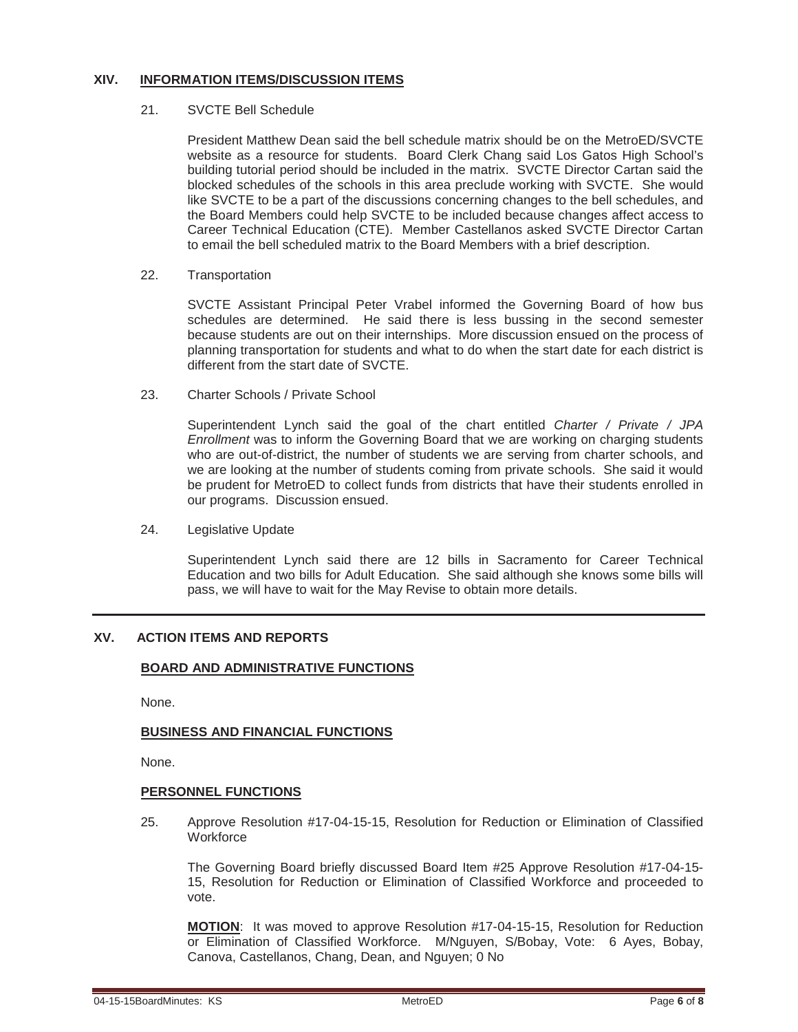## XIV. INFORMATION ITEMS/DISCUSSION ITEMS

21. SVCTE Bell Schedule

    President Matthew Dean said the bell schedule matrix should be on the MetroED/SVCTE website as a resource for students. Board Clerk Chang said Los Gatos High School's building tutorial period should be included in the matrix. SVCTE Director Cartan said the blocked schedules of the schools in this area preclude working with SVCTE. She would like SVCTE to be a part of the discussions concerning changes to the bell schedules, and the Board Members could help SVCTE to be included because changes affect access to Career Technical Education (CTE). Member Castellanos asked SVCTE Director Cartan to email the bell scheduled matrix to the Board Members with a brief description.

22. Transportation

    SVCTE Assistant Principal Peter Vrabel informed the Governing Board of how bus schedules are determined. He said there is less bussing in the second semester because students are out on their internships. More discussion ensued on the process of planning transportation for students and what to do when the start date for each district is different from the start date of SVCTE.

23. Charter Schools / Private School

    Superintendent Lynch said the goal of the chart entitled *Charter / Private / JPA Enrollment* was to inform the Governing Board that we are working on charging students who are out-of-district, the number of students we are serving from charter schools, and we are looking at the number of students coming from private schools. She said it would be prudent for MetroED to collect funds from districts that have their students enrolled in our programs. Discussion ensued.

24. Legislative Update

    Superintendent Lynch said there are 12 bills in Sacramento for Career Technical Education and two bills for Adult Education. She said although she knows some bills will pass, we will have to wait for the May Revise to obtain more details.

---

## XV. ACTION ITEMS AND REPORTS

### BOARD AND ADMINISTRATIVE FUNCTIONS

None.

### BUSINESS AND FINANCIAL FUNCTIONS

None.

### PERSONNEL FUNCTIONS

25. Approve Resolution #17-04-15-15, Resolution for Reduction or Elimination of Classified Workforce

    The Governing Board briefly discussed Board Item #25 Approve Resolution #17-04-15-15, Resolution for Reduction or Elimination of Classified Workforce and proceeded to vote.

    **MOTION**: It was moved to approve Resolution #17-04-15-15, Resolution for Reduction or Elimination of Classified Workforce. M/Nguyen, S/Bobay, Vote: 6 Ayes, Bobay, Canova, Castellanos, Chang, Dean, and Nguyen; 0 No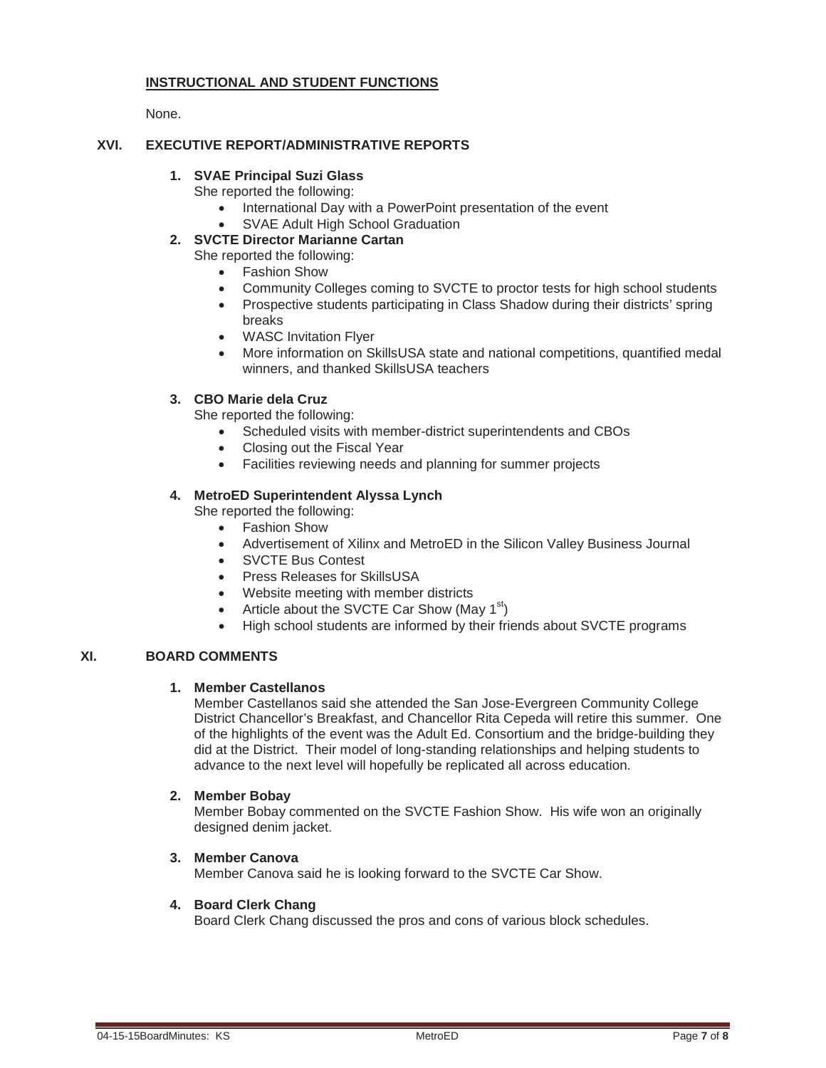**INSTRUCTIONAL AND STUDENT FUNCTIONS**

None.

## XVI. EXECUTIVE REPORT/ADMINISTRATIVE REPORTS

1. **SVAE Principal Suzi Glass**
   She reported the following:
   - International Day with a PowerPoint presentation of the event
   - SVAE Adult High School Graduation
2. **SVCTE Director Marianne Cartan**
   She reported the following:
   - Fashion Show
   - Community Colleges coming to SVCTE to proctor tests for high school students
   - Prospective students participating in Class Shadow during their districts' spring breaks
   - WASC Invitation Flyer
   - More information on SkillsUSA state and national competitions, quantified medal winners, and thanked SkillsUSA teachers
3. **CBO Marie dela Cruz**
   She reported the following:
   - Scheduled visits with member-district superintendents and CBOs
   - Closing out the Fiscal Year
   - Facilities reviewing needs and planning for summer projects
4. **MetroED Superintendent Alyssa Lynch**
   She reported the following:
   - Fashion Show
   - Advertisement of Xilinx and MetroED in the Silicon Valley Business Journal
   - SVCTE Bus Contest
   - Press Releases for SkillsUSA
   - Website meeting with member districts
   - Article about the SVCTE Car Show (May 1st)
   - High school students are informed by their friends about SVCTE programs

## XI. BOARD COMMENTS

1. **Member Castellanos**
   Member Castellanos said she attended the San Jose-Evergreen Community College District Chancellor's Breakfast, and Chancellor Rita Cepeda will retire this summer. One of the highlights of the event was the Adult Ed. Consortium and the bridge-building they did at the District. Their model of long-standing relationships and helping students to advance to the next level will hopefully be replicated all across education.

2. **Member Bobay**
   Member Bobay commented on the SVCTE Fashion Show. His wife won an originally designed denim jacket.

3. **Member Canova**
   Member Canova said he is looking forward to the SVCTE Car Show.

4. **Board Clerk Chang**
   Board Clerk Chang discussed the pros and cons of various block schedules.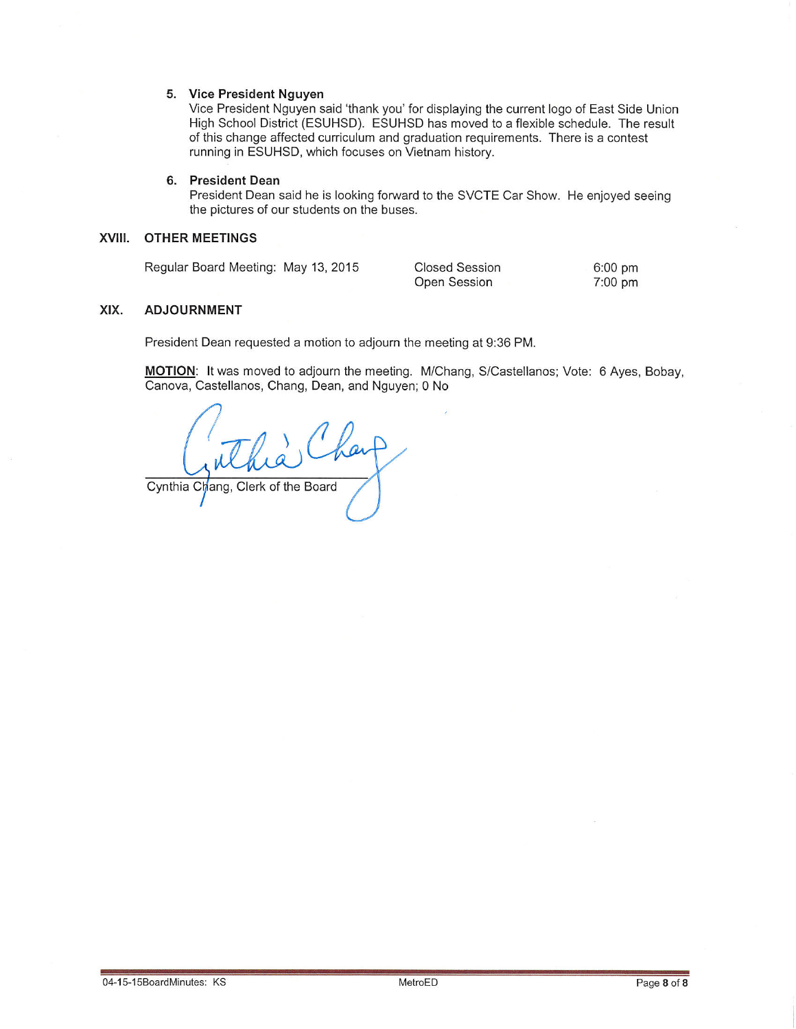5. **Vice President Nguyen**

   Vice President Nguyen said 'thank you' for displaying the current logo of East Side Union High School District (ESUHSD). ESUHSD has moved to a flexible schedule. The result of this change affected curriculum and graduation requirements. There is a contest running in ESUHSD, which focuses on Vietnam history.

6. **President Dean**

   President Dean said he is looking forward to the SVCTE Car Show. He enjoyed seeing the pictures of our students on the buses.

## XVIII. OTHER MEETINGS

| | | |
|---|---|---|
| Regular Board Meeting: May 13, 2015 | Closed Session | 6:00 pm |
| | Open Session | 7:00 pm |

## XIX. ADJOURNMENT

President Dean requested a motion to adjourn the meeting at 9:36 PM.

**MOTION**: It was moved to adjourn the meeting. M/Chang, S/Castellanos; Vote: 6 Ayes, Bobay, Canova, Castellanos, Chang, Dean, and Nguyen; 0 No

Cynthia Chang, Clerk of the Board

04-15-15BoardMinutes: KS